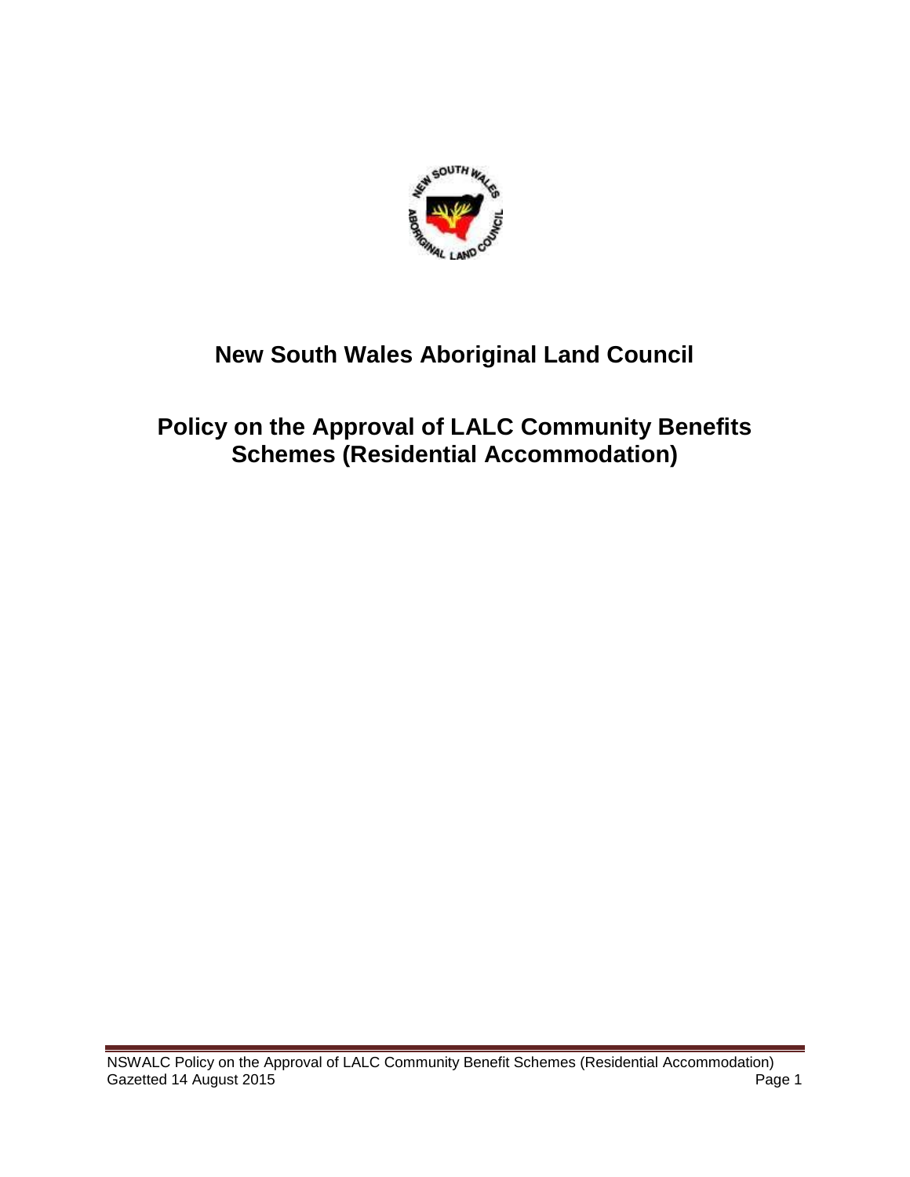# New South Wales Aboriginal Land Council

## Policy on the Approval of LALC Community Benefits Schemes (Residential Accommodation)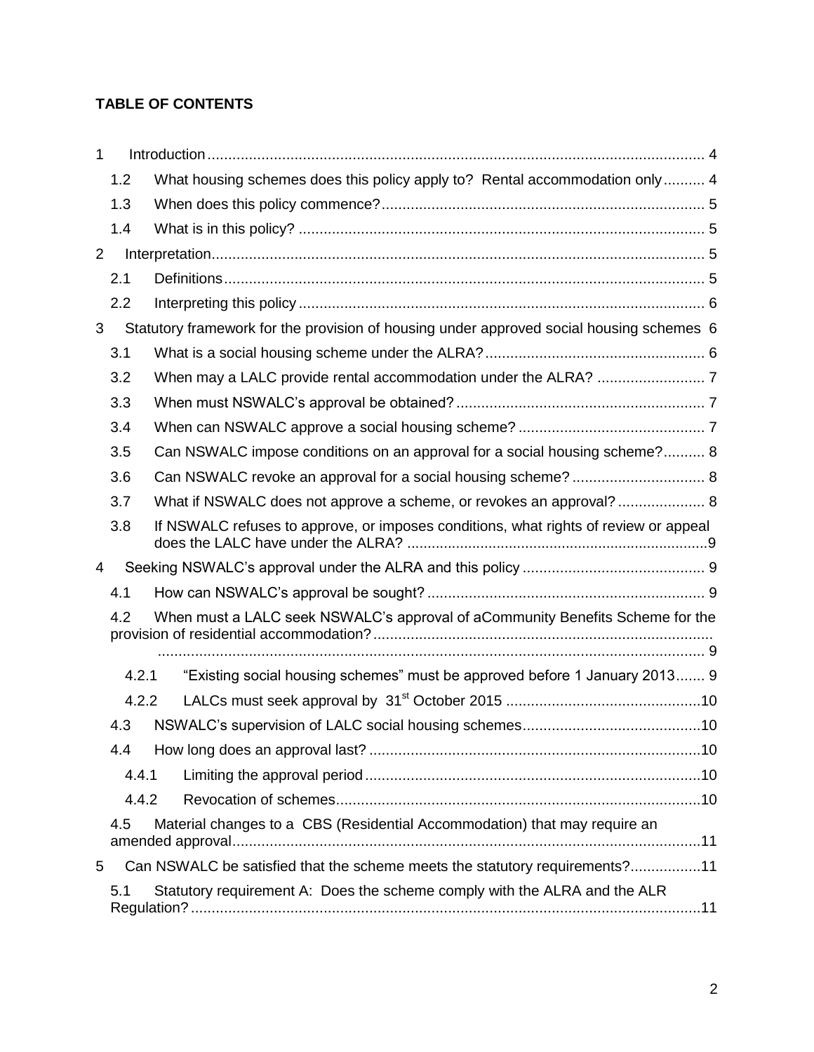**TABLE OF CONTENTS**

1 Introduction ........ 4
- 1.2 What housing schemes does this policy apply to? Rental accommodation only ........ 4
- 1.3 When does this policy commence? ........ 5
- 1.4 What is in this policy? ........ 5

2 Interpretation ........ 5
- 2.1 Definitions ........ 5
- 2.2 Interpreting this policy ........ 6

3 Statutory framework for the provision of housing under approved social housing schemes 6
- 3.1 What is a social housing scheme under the ALRA? ........ 6
- 3.2 When may a LALC provide rental accommodation under the ALRA? ........ 7
- 3.3 When must NSWALC's approval be obtained? ........ 7
- 3.4 When can NSWALC approve a social housing scheme? ........ 7
- 3.5 Can NSWALC impose conditions on an approval for a social housing scheme? ........ 8
- 3.6 Can NSWALC revoke an approval for a social housing scheme? ........ 8
- 3.7 What if NSWALC does not approve a scheme, or revokes an approval? ........ 8
- 3.8 If NSWALC refuses to approve, or imposes conditions, what rights of review or appeal does the LALC have under the ALRA? ........ 9

4 Seeking NSWALC's approval under the ALRA and this policy ........ 9
- 4.1 How can NSWALC's approval be sought? ........ 9
- 4.2 When must a LALC seek NSWALC's approval of aCommunity Benefits Scheme for the provision of residential accommodation? ........ 9
  - 4.2.1 "Existing social housing schemes" must be approved before 1 January 2013 ........ 9
  - 4.2.2 LALCs must seek approval by 31st October 2015 ........ 10
- 4.3 NSWALC's supervision of LALC social housing schemes ........ 10
- 4.4 How long does an approval last? ........ 10
  - 4.4.1 Limiting the approval period ........ 10
  - 4.4.2 Revocation of schemes ........ 10
- 4.5 Material changes to a CBS (Residential Accommodation) that may require an amended approval ........ 11

5 Can NSWALC be satisfied that the scheme meets the statutory requirements? ........ 11
- 5.1 Statutory requirement A: Does the scheme comply with the ALRA and the ALR Regulation? ........ 11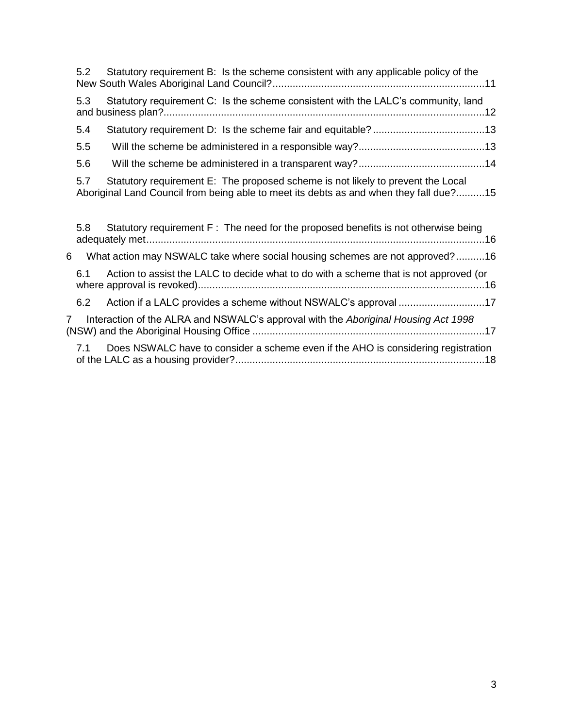5.2 Statutory requirement B: Is the scheme consistent with any applicable policy of the New South Wales Aboriginal Land Council? .......... 11

5.3 Statutory requirement C: Is the scheme consistent with the LALC's community, land and business plan? .......... 12

5.4 Statutory requirement D: Is the scheme fair and equitable? .......... 13

5.5 Will the scheme be administered in a responsible way? .......... 13

5.6 Will the scheme be administered in a transparent way? .......... 14

5.7 Statutory requirement E: The proposed scheme is not likely to prevent the Local Aboriginal Land Council from being able to meet its debts as and when they fall due? .......... 15

5.8 Statutory requirement F : The need for the proposed benefits is not otherwise being adequately met .......... 16

6 What action may NSWALC take where social housing schemes are not approved? .......... 16

6.1 Action to assist the LALC to decide what to do with a scheme that is not approved (or where approval is revoked) .......... 16

6.2 Action if a LALC provides a scheme without NSWALC's approval .......... 17

7 Interaction of the ALRA and NSWALC's approval with the *Aboriginal Housing Act 1998* (NSW) and the Aboriginal Housing Office .......... 17

7.1 Does NSWALC have to consider a scheme even if the AHO is considering registration of the LALC as a housing provider? .......... 18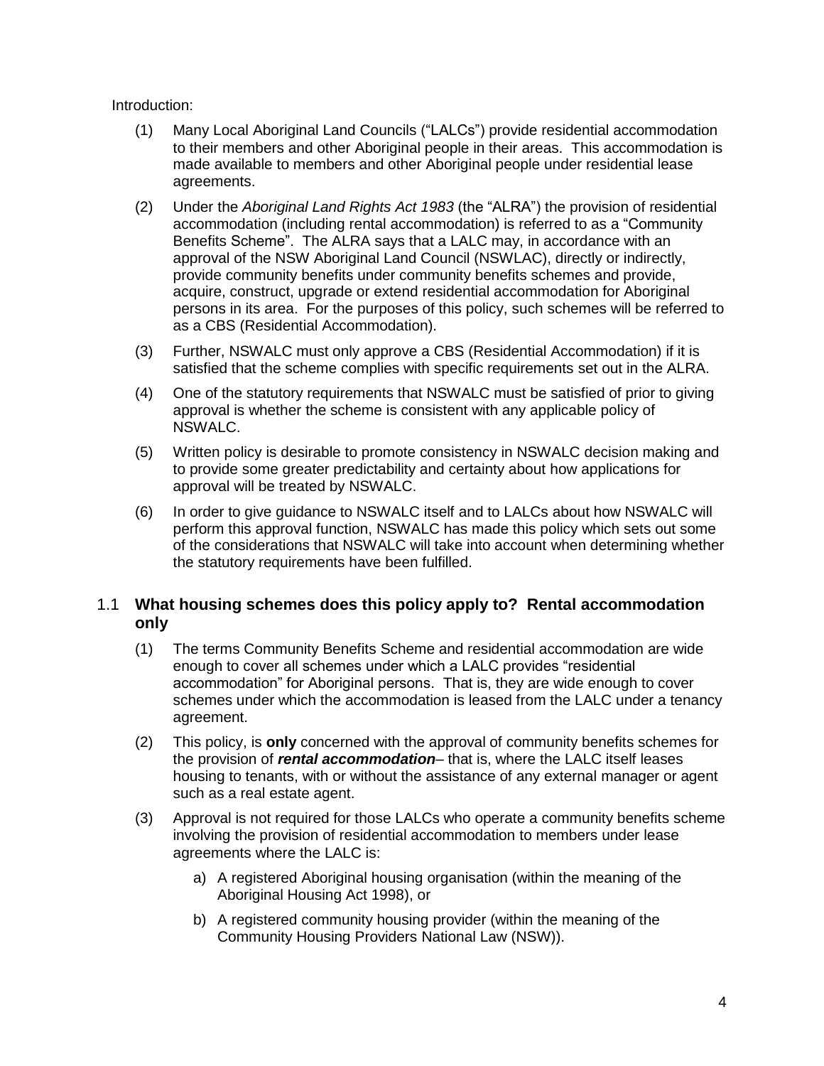Introduction:

(1) Many Local Aboriginal Land Councils ("LALCs") provide residential accommodation to their members and other Aboriginal people in their areas. This accommodation is made available to members and other Aboriginal people under residential lease agreements.

(2) Under the *Aboriginal Land Rights Act 1983* (the "ALRA") the provision of residential accommodation (including rental accommodation) is referred to as a "Community Benefits Scheme". The ALRA says that a LALC may, in accordance with an approval of the NSW Aboriginal Land Council (NSWLAC), directly or indirectly, provide community benefits under community benefits schemes and provide, acquire, construct, upgrade or extend residential accommodation for Aboriginal persons in its area. For the purposes of this policy, such schemes will be referred to as a CBS (Residential Accommodation).

(3) Further, NSWALC must only approve a CBS (Residential Accommodation) if it is satisfied that the scheme complies with specific requirements set out in the ALRA.

(4) One of the statutory requirements that NSWALC must be satisfied of prior to giving approval is whether the scheme is consistent with any applicable policy of NSWALC.

(5) Written policy is desirable to promote consistency in NSWALC decision making and to provide some greater predictability and certainty about how applications for approval will be treated by NSWALC.

(6) In order to give guidance to NSWALC itself and to LALCs about how NSWALC will perform this approval function, NSWALC has made this policy which sets out some of the considerations that NSWALC will take into account when determining whether the statutory requirements have been fulfilled.

## 1.1 What housing schemes does this policy apply to? Rental accommodation only

(1) The terms Community Benefits Scheme and residential accommodation are wide enough to cover all schemes under which a LALC provides "residential accommodation" for Aboriginal persons. That is, they are wide enough to cover schemes under which the accommodation is leased from the LALC under a tenancy agreement.

(2) This policy, is **only** concerned with the approval of community benefits schemes for the provision of ***rental accommodation***– that is, where the LALC itself leases housing to tenants, with or without the assistance of any external manager or agent such as a real estate agent.

(3) Approval is not required for those LALCs who operate a community benefits scheme involving the provision of residential accommodation to members under lease agreements where the LALC is:

a) A registered Aboriginal housing organisation (within the meaning of the Aboriginal Housing Act 1998), or

b) A registered community housing provider (within the meaning of the Community Housing Providers National Law (NSW)).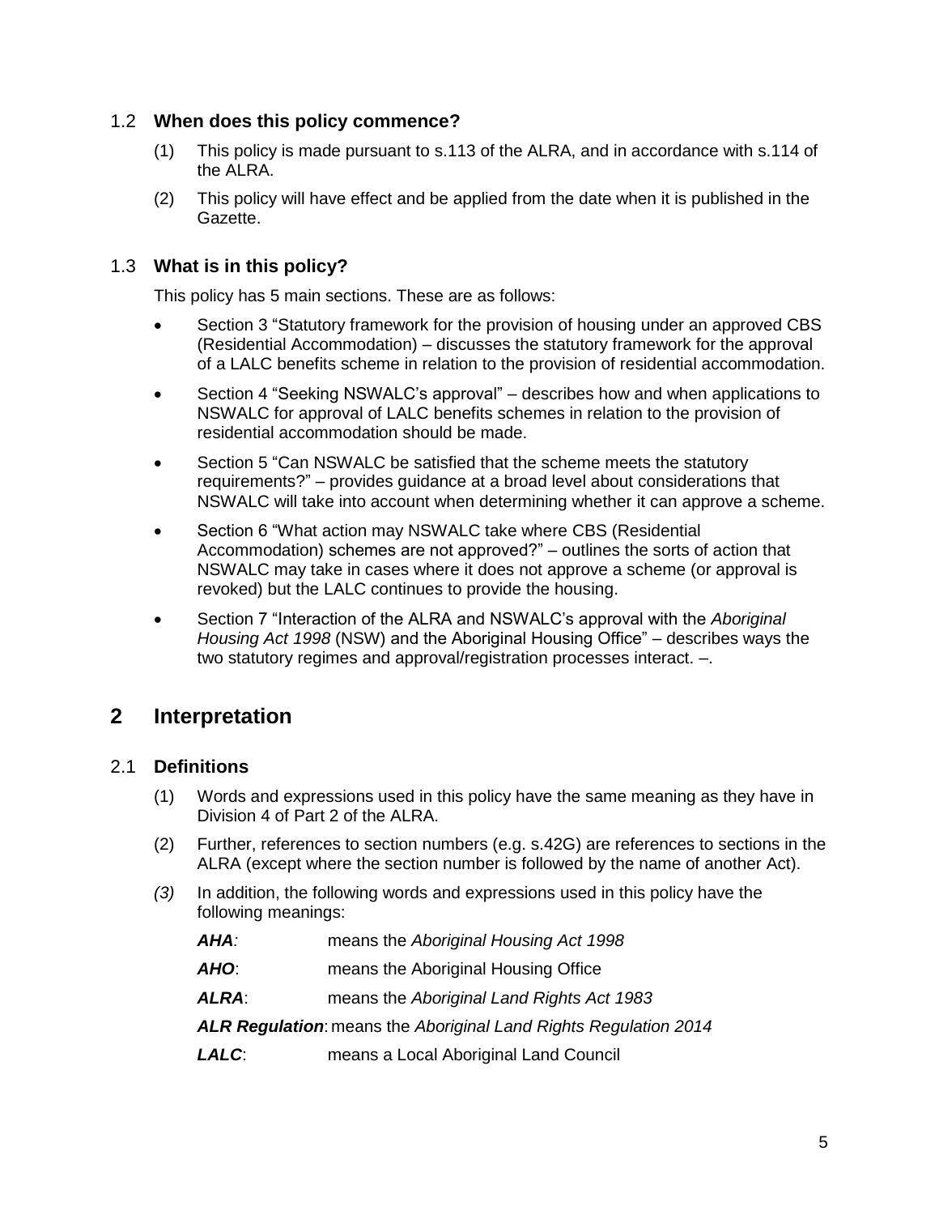### 1.2 **When does this policy commence?**

(1) This policy is made pursuant to s.113 of the ALRA, and in accordance with s.114 of the ALRA.

(2) This policy will have effect and be applied from the date when it is published in the Gazette.

### 1.3 **What is in this policy?**

This policy has 5 main sections. These are as follows:

- Section 3 "Statutory framework for the provision of housing under an approved CBS (Residential Accommodation) – discusses the statutory framework for the approval of a LALC benefits scheme in relation to the provision of residential accommodation.
- Section 4 "Seeking NSWALC's approval" – describes how and when applications to NSWALC for approval of LALC benefits schemes in relation to the provision of residential accommodation should be made.
- Section 5 "Can NSWALC be satisfied that the scheme meets the statutory requirements?" – provides guidance at a broad level about considerations that NSWALC will take into account when determining whether it can approve a scheme.
- Section 6 "What action may NSWALC take where CBS (Residential Accommodation) schemes are not approved?" – outlines the sorts of action that NSWALC may take in cases where it does not approve a scheme (or approval is revoked) but the LALC continues to provide the housing.
- Section 7 "Interaction of the ALRA and NSWALC's approval with the *Aboriginal Housing Act 1998* (NSW) and the Aboriginal Housing Office" – describes ways the two statutory regimes and approval/registration processes interact. –.

## 2 Interpretation

### 2.1 **Definitions**

(1) Words and expressions used in this policy have the same meaning as they have in Division 4 of Part 2 of the ALRA.

(2) Further, references to section numbers (e.g. s.42G) are references to sections in the ALRA (except where the section number is followed by the name of another Act).

*(3)* In addition, the following words and expressions used in this policy have the following meanings:

***AHA:*** means the *Aboriginal Housing Act 1998*

***AHO***: means the Aboriginal Housing Office

***ALRA***: means the *Aboriginal Land Rights Act 1983*

***ALR Regulation***: means the *Aboriginal Land Rights Regulation 2014*

***LALC***: means a Local Aboriginal Land Council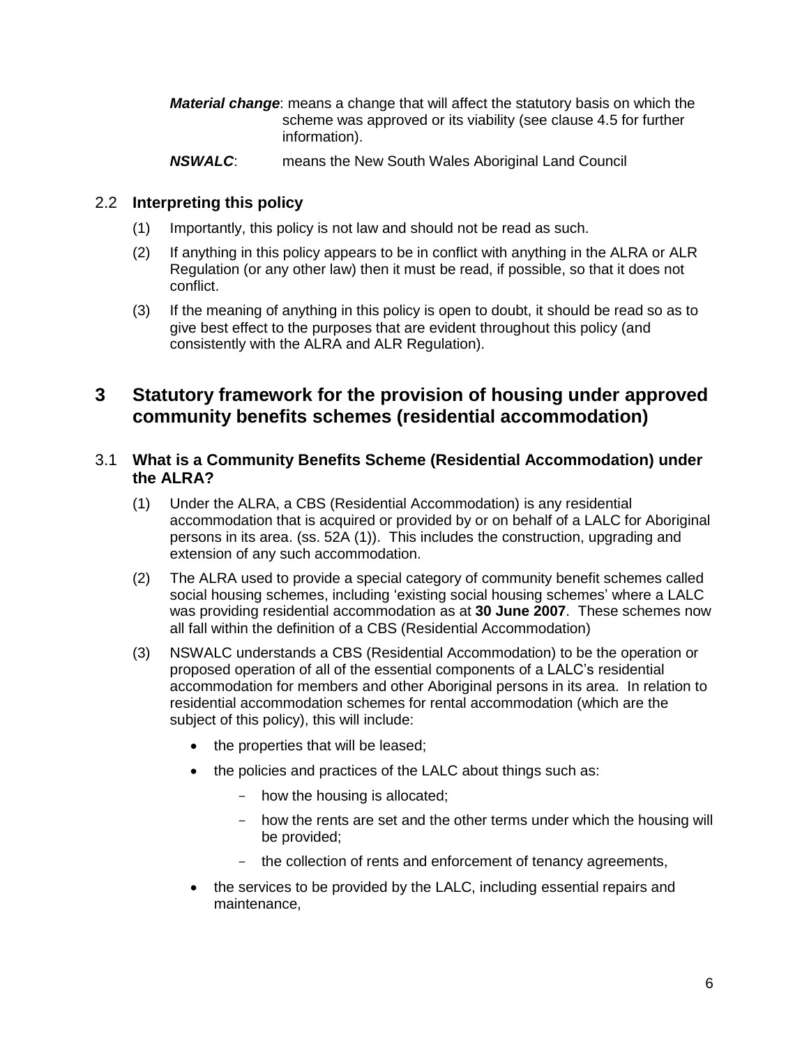***Material change***: means a change that will affect the statutory basis on which the scheme was approved or its viability (see clause 4.5 for further information).

***NSWALC***: means the New South Wales Aboriginal Land Council

### 2.2 Interpreting this policy

(1) Importantly, this policy is not law and should not be read as such.

(2) If anything in this policy appears to be in conflict with anything in the ALRA or ALR Regulation (or any other law) then it must be read, if possible, so that it does not conflict.

(3) If the meaning of anything in this policy is open to doubt, it should be read so as to give best effect to the purposes that are evident throughout this policy (and consistently with the ALRA and ALR Regulation).

## 3 Statutory framework for the provision of housing under approved community benefits schemes (residential accommodation)

### 3.1 What is a Community Benefits Scheme (Residential Accommodation) under the ALRA?

(1) Under the ALRA, a CBS (Residential Accommodation) is any residential accommodation that is acquired or provided by or on behalf of a LALC for Aboriginal persons in its area. (ss. 52A (1)). This includes the construction, upgrading and extension of any such accommodation.

(2) The ALRA used to provide a special category of community benefit schemes called social housing schemes, including 'existing social housing schemes' where a LALC was providing residential accommodation as at **30 June 2007**. These schemes now all fall within the definition of a CBS (Residential Accommodation)

(3) NSWALC understands a CBS (Residential Accommodation) to be the operation or proposed operation of all of the essential components of a LALC's residential accommodation for members and other Aboriginal persons in its area. In relation to residential accommodation schemes for rental accommodation (which are the subject of this policy), this will include:

- the properties that will be leased;
- the policies and practices of the LALC about things such as:
  - how the housing is allocated;
  - how the rents are set and the other terms under which the housing will be provided;
  - the collection of rents and enforcement of tenancy agreements,
- the services to be provided by the LALC, including essential repairs and maintenance,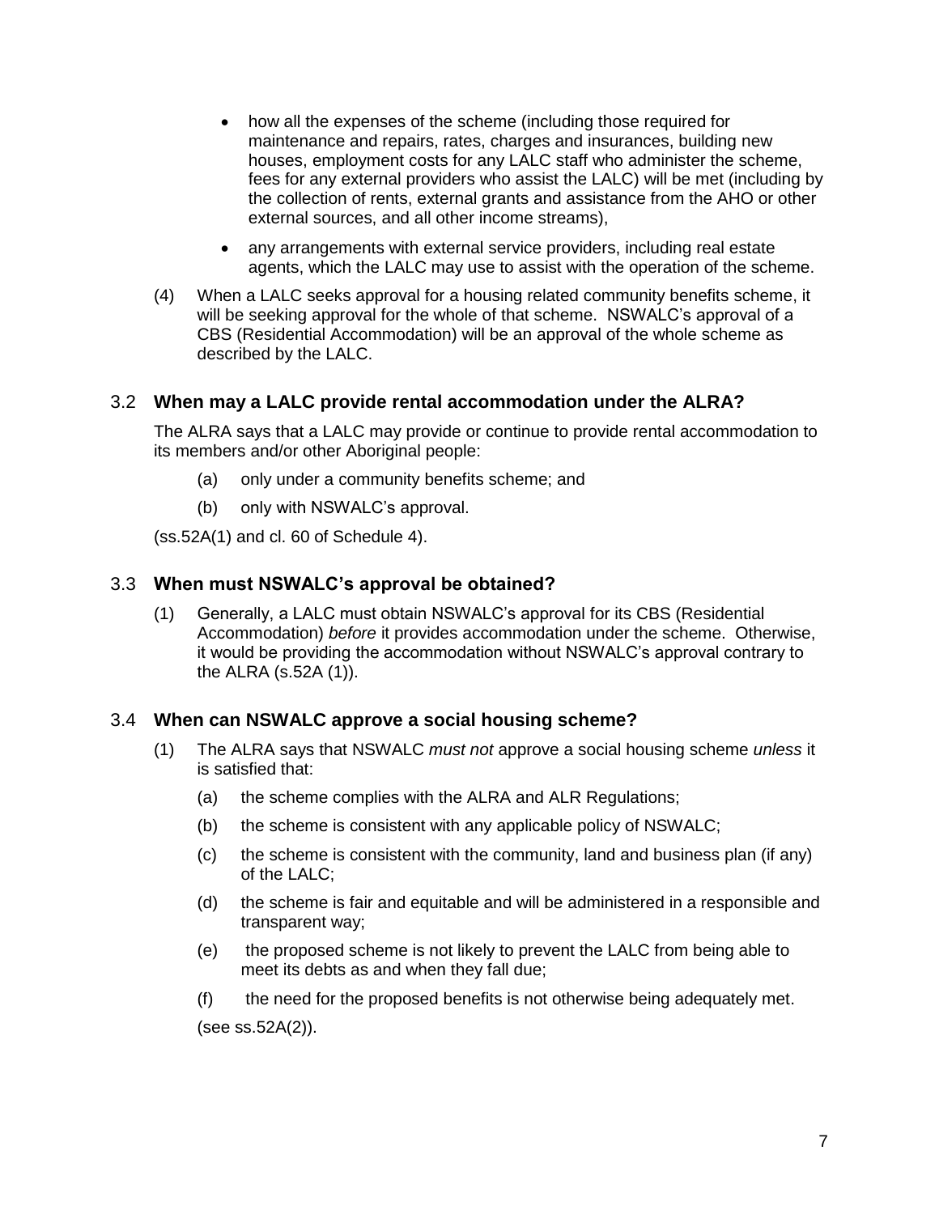- how all the expenses of the scheme (including those required for maintenance and repairs, rates, charges and insurances, building new houses, employment costs for any LALC staff who administer the scheme, fees for any external providers who assist the LALC) will be met (including by the collection of rents, external grants and assistance from the AHO or other external sources, and all other income streams),
- any arrangements with external service providers, including real estate agents, which the LALC may use to assist with the operation of the scheme.

(4) When a LALC seeks approval for a housing related community benefits scheme, it will be seeking approval for the whole of that scheme. NSWALC's approval of a CBS (Residential Accommodation) will be an approval of the whole scheme as described by the LALC.

### 3.2 When may a LALC provide rental accommodation under the ALRA?

The ALRA says that a LALC may provide or continue to provide rental accommodation to its members and/or other Aboriginal people:

(a) only under a community benefits scheme; and

(b) only with NSWALC's approval.

(ss.52A(1) and cl. 60 of Schedule 4).

### 3.3 When must NSWALC's approval be obtained?

(1) Generally, a LALC must obtain NSWALC's approval for its CBS (Residential Accommodation) *before* it provides accommodation under the scheme. Otherwise, it would be providing the accommodation without NSWALC's approval contrary to the ALRA (s.52A (1)).

### 3.4 When can NSWALC approve a social housing scheme?

(1) The ALRA says that NSWALC *must not* approve a social housing scheme *unless* it is satisfied that:

(a) the scheme complies with the ALRA and ALR Regulations;

(b) the scheme is consistent with any applicable policy of NSWALC;

(c) the scheme is consistent with the community, land and business plan (if any) of the LALC;

(d) the scheme is fair and equitable and will be administered in a responsible and transparent way;

(e) the proposed scheme is not likely to prevent the LALC from being able to meet its debts as and when they fall due;

(f) the need for the proposed benefits is not otherwise being adequately met.

(see ss.52A(2)).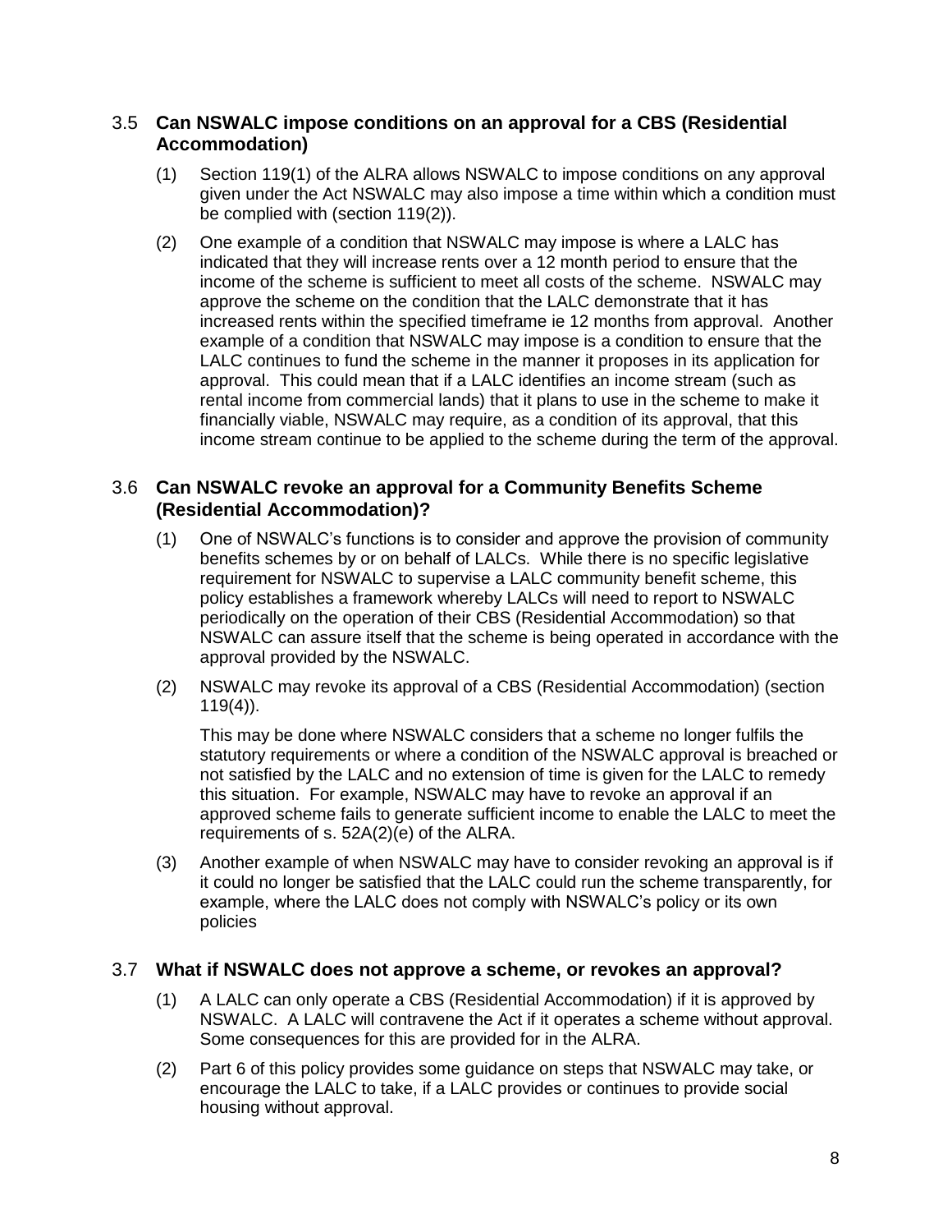### 3.5 Can NSWALC impose conditions on an approval for a CBS (Residential Accommodation)

(1) Section 119(1) of the ALRA allows NSWALC to impose conditions on any approval given under the Act NSWALC may also impose a time within which a condition must be complied with (section 119(2)).

(2) One example of a condition that NSWALC may impose is where a LALC has indicated that they will increase rents over a 12 month period to ensure that the income of the scheme is sufficient to meet all costs of the scheme. NSWALC may approve the scheme on the condition that the LALC demonstrate that it has increased rents within the specified timeframe ie 12 months from approval. Another example of a condition that NSWALC may impose is a condition to ensure that the LALC continues to fund the scheme in the manner it proposes in its application for approval. This could mean that if a LALC identifies an income stream (such as rental income from commercial lands) that it plans to use in the scheme to make it financially viable, NSWALC may require, as a condition of its approval, that this income stream continue to be applied to the scheme during the term of the approval.

### 3.6 Can NSWALC revoke an approval for a Community Benefits Scheme (Residential Accommodation)?

(1) One of NSWALC's functions is to consider and approve the provision of community benefits schemes by or on behalf of LALCs. While there is no specific legislative requirement for NSWALC to supervise a LALC community benefit scheme, this policy establishes a framework whereby LALCs will need to report to NSWALC periodically on the operation of their CBS (Residential Accommodation) so that NSWALC can assure itself that the scheme is being operated in accordance with the approval provided by the NSWALC.

(2) NSWALC may revoke its approval of a CBS (Residential Accommodation) (section 119(4)).

This may be done where NSWALC considers that a scheme no longer fulfils the statutory requirements or where a condition of the NSWALC approval is breached or not satisfied by the LALC and no extension of time is given for the LALC to remedy this situation. For example, NSWALC may have to revoke an approval if an approved scheme fails to generate sufficient income to enable the LALC to meet the requirements of s. 52A(2)(e) of the ALRA.

(3) Another example of when NSWALC may have to consider revoking an approval is if it could no longer be satisfied that the LALC could run the scheme transparently, for example, where the LALC does not comply with NSWALC's policy or its own policies

### 3.7 What if NSWALC does not approve a scheme, or revokes an approval?

(1) A LALC can only operate a CBS (Residential Accommodation) if it is approved by NSWALC. A LALC will contravene the Act if it operates a scheme without approval. Some consequences for this are provided for in the ALRA.

(2) Part 6 of this policy provides some guidance on steps that NSWALC may take, or encourage the LALC to take, if a LALC provides or continues to provide social housing without approval.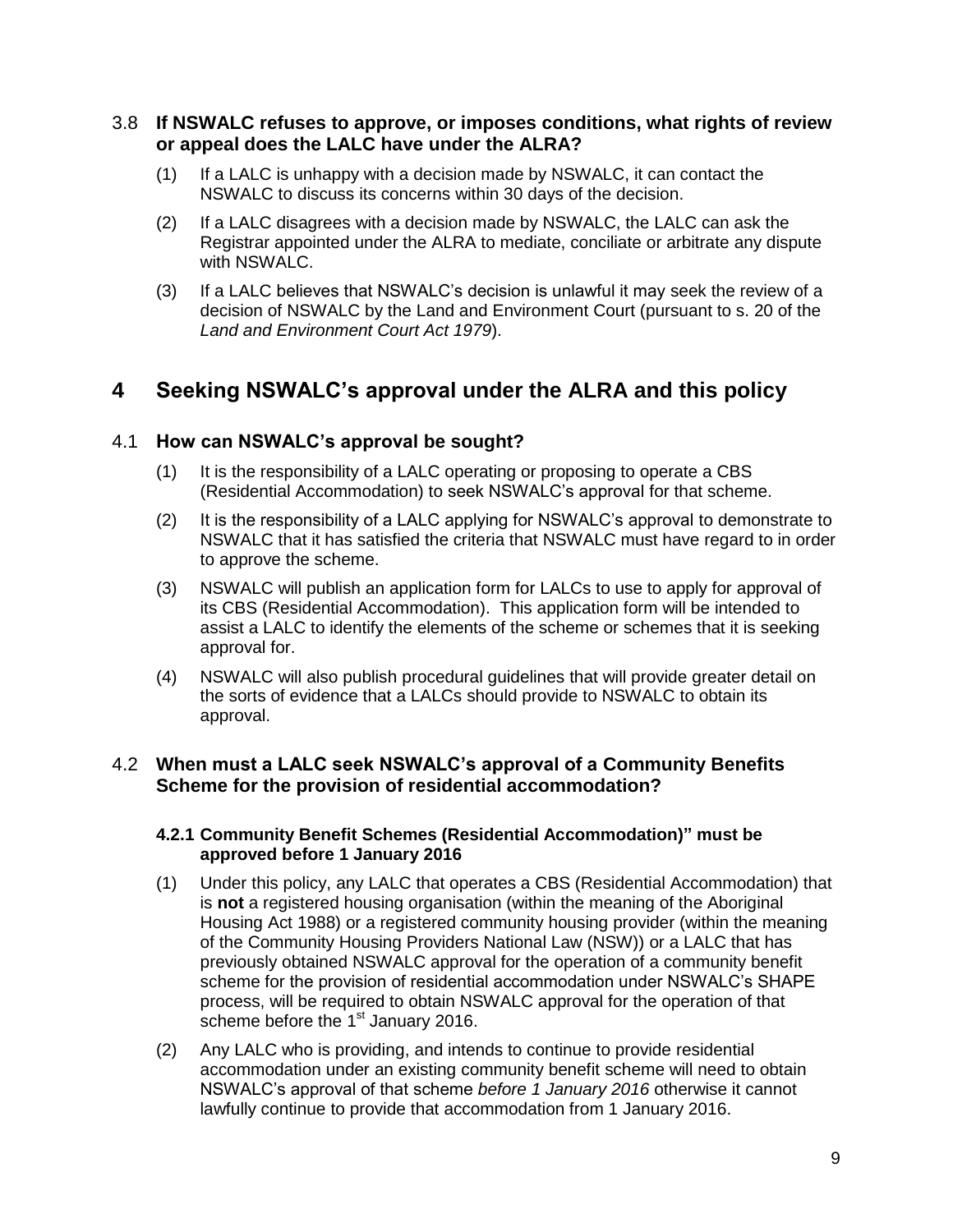### 3.8 If NSWALC refuses to approve, or imposes conditions, what rights of review or appeal does the LALC have under the ALRA?

(1) If a LALC is unhappy with a decision made by NSWALC, it can contact the NSWALC to discuss its concerns within 30 days of the decision.

(2) If a LALC disagrees with a decision made by NSWALC, the LALC can ask the Registrar appointed under the ALRA to mediate, conciliate or arbitrate any dispute with NSWALC.

(3) If a LALC believes that NSWALC's decision is unlawful it may seek the review of a decision of NSWALC by the Land and Environment Court (pursuant to s. 20 of the *Land and Environment Court Act 1979*).

# 4 Seeking NSWALC's approval under the ALRA and this policy

### 4.1 How can NSWALC's approval be sought?

(1) It is the responsibility of a LALC operating or proposing to operate a CBS (Residential Accommodation) to seek NSWALC's approval for that scheme.

(2) It is the responsibility of a LALC applying for NSWALC's approval to demonstrate to NSWALC that it has satisfied the criteria that NSWALC must have regard to in order to approve the scheme.

(3) NSWALC will publish an application form for LALCs to use to apply for approval of its CBS (Residential Accommodation). This application form will be intended to assist a LALC to identify the elements of the scheme or schemes that it is seeking approval for.

(4) NSWALC will also publish procedural guidelines that will provide greater detail on the sorts of evidence that a LALCs should provide to NSWALC to obtain its approval.

### 4.2 When must a LALC seek NSWALC's approval of a Community Benefits Scheme for the provision of residential accommodation?

#### 4.2.1 Community Benefit Schemes (Residential Accommodation)" must be approved before 1 January 2016

(1) Under this policy, any LALC that operates a CBS (Residential Accommodation) that is **not** a registered housing organisation (within the meaning of the Aboriginal Housing Act 1988) or a registered community housing provider (within the meaning of the Community Housing Providers National Law (NSW)) or a LALC that has previously obtained NSWALC approval for the operation of a community benefit scheme for the provision of residential accommodation under NSWALC's SHAPE process, will be required to obtain NSWALC approval for the operation of that scheme before the 1st January 2016.

(2) Any LALC who is providing, and intends to continue to provide residential accommodation under an existing community benefit scheme will need to obtain NSWALC's approval of that scheme *before 1 January 2016* otherwise it cannot lawfully continue to provide that accommodation from 1 January 2016.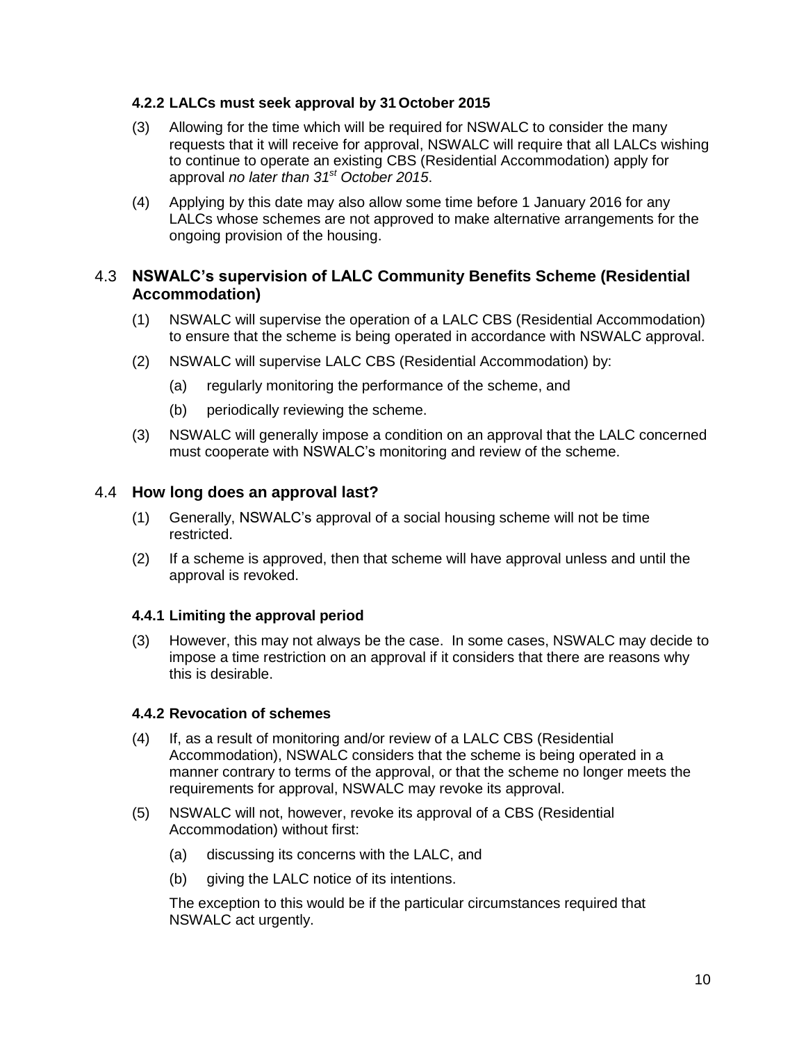#### 4.2.2 LALCs must seek approval by 31 October 2015

(3) Allowing for the time which will be required for NSWALC to consider the many requests that it will receive for approval, NSWALC will require that all LALCs wishing to continue to operate an existing CBS (Residential Accommodation) apply for approval *no later than 31st October 2015*.

(4) Applying by this date may also allow some time before 1 January 2016 for any LALCs whose schemes are not approved to make alternative arrangements for the ongoing provision of the housing.

### 4.3 NSWALC's supervision of LALC Community Benefits Scheme (Residential Accommodation)

(1) NSWALC will supervise the operation of a LALC CBS (Residential Accommodation) to ensure that the scheme is being operated in accordance with NSWALC approval.

(2) NSWALC will supervise LALC CBS (Residential Accommodation) by:

  (a) regularly monitoring the performance of the scheme, and

  (b) periodically reviewing the scheme.

(3) NSWALC will generally impose a condition on an approval that the LALC concerned must cooperate with NSWALC's monitoring and review of the scheme.

### 4.4 How long does an approval last?

(1) Generally, NSWALC's approval of a social housing scheme will not be time restricted.

(2) If a scheme is approved, then that scheme will have approval unless and until the approval is revoked.

#### 4.4.1 Limiting the approval period

(3) However, this may not always be the case. In some cases, NSWALC may decide to impose a time restriction on an approval if it considers that there are reasons why this is desirable.

#### 4.4.2 Revocation of schemes

(4) If, as a result of monitoring and/or review of a LALC CBS (Residential Accommodation), NSWALC considers that the scheme is being operated in a manner contrary to terms of the approval, or that the scheme no longer meets the requirements for approval, NSWALC may revoke its approval.

(5) NSWALC will not, however, revoke its approval of a CBS (Residential Accommodation) without first:

  (a) discussing its concerns with the LALC, and

  (b) giving the LALC notice of its intentions.

The exception to this would be if the particular circumstances required that NSWALC act urgently.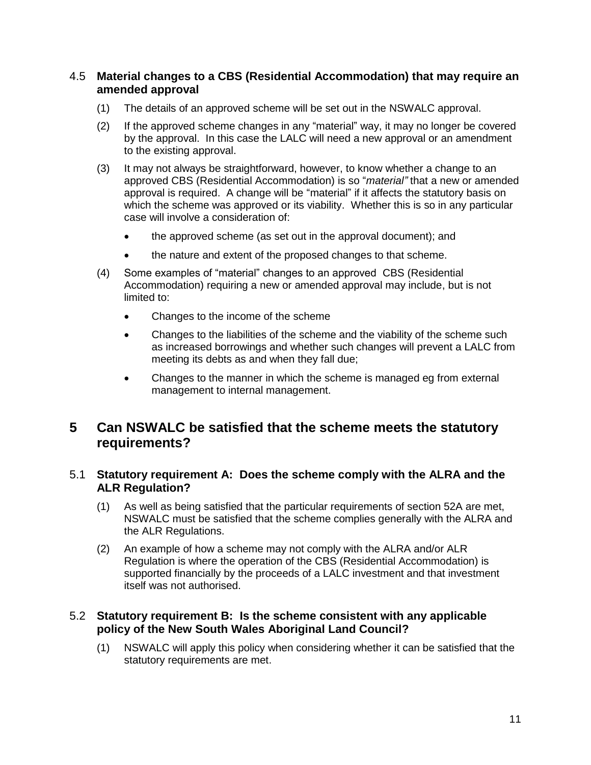### 4.5 Material changes to a CBS (Residential Accommodation) that may require an amended approval

(1) The details of an approved scheme will be set out in the NSWALC approval.

(2) If the approved scheme changes in any "material" way, it may no longer be covered by the approval. In this case the LALC will need a new approval or an amendment to the existing approval.

(3) It may not always be straightforward, however, to know whether a change to an approved CBS (Residential Accommodation) is so "*material"* that a new or amended approval is required. A change will be "material" if it affects the statutory basis on which the scheme was approved or its viability. Whether this is so in any particular case will involve a consideration of:

- the approved scheme (as set out in the approval document); and
- the nature and extent of the proposed changes to that scheme.

(4) Some examples of "material" changes to an approved CBS (Residential Accommodation) requiring a new or amended approval may include, but is not limited to:

- Changes to the income of the scheme
- Changes to the liabilities of the scheme and the viability of the scheme such as increased borrowings and whether such changes will prevent a LALC from meeting its debts as and when they fall due;
- Changes to the manner in which the scheme is managed eg from external management to internal management.

## 5 Can NSWALC be satisfied that the scheme meets the statutory requirements?

### 5.1 Statutory requirement A: Does the scheme comply with the ALRA and the ALR Regulation?

(1) As well as being satisfied that the particular requirements of section 52A are met, NSWALC must be satisfied that the scheme complies generally with the ALRA and the ALR Regulations.

(2) An example of how a scheme may not comply with the ALRA and/or ALR Regulation is where the operation of the CBS (Residential Accommodation) is supported financially by the proceeds of a LALC investment and that investment itself was not authorised.

### 5.2 Statutory requirement B: Is the scheme consistent with any applicable policy of the New South Wales Aboriginal Land Council?

(1) NSWALC will apply this policy when considering whether it can be satisfied that the statutory requirements are met.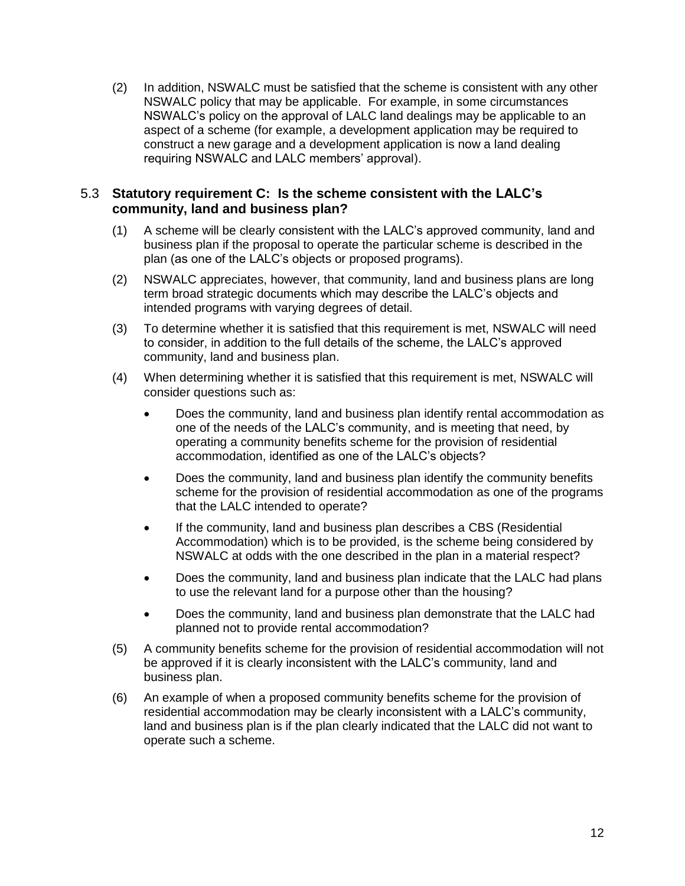(2) In addition, NSWALC must be satisfied that the scheme is consistent with any other NSWALC policy that may be applicable. For example, in some circumstances NSWALC's policy on the approval of LALC land dealings may be applicable to an aspect of a scheme (for example, a development application may be required to construct a new garage and a development application is now a land dealing requiring NSWALC and LALC members' approval).

### 5.3 Statutory requirement C: Is the scheme consistent with the LALC's community, land and business plan?

(1) A scheme will be clearly consistent with the LALC's approved community, land and business plan if the proposal to operate the particular scheme is described in the plan (as one of the LALC's objects or proposed programs).

(2) NSWALC appreciates, however, that community, land and business plans are long term broad strategic documents which may describe the LALC's objects and intended programs with varying degrees of detail.

(3) To determine whether it is satisfied that this requirement is met, NSWALC will need to consider, in addition to the full details of the scheme, the LALC's approved community, land and business plan.

(4) When determining whether it is satisfied that this requirement is met, NSWALC will consider questions such as:

- Does the community, land and business plan identify rental accommodation as one of the needs of the LALC's community, and is meeting that need, by operating a community benefits scheme for the provision of residential accommodation, identified as one of the LALC's objects?
- Does the community, land and business plan identify the community benefits scheme for the provision of residential accommodation as one of the programs that the LALC intended to operate?
- If the community, land and business plan describes a CBS (Residential Accommodation) which is to be provided, is the scheme being considered by NSWALC at odds with the one described in the plan in a material respect?
- Does the community, land and business plan indicate that the LALC had plans to use the relevant land for a purpose other than the housing?
- Does the community, land and business plan demonstrate that the LALC had planned not to provide rental accommodation?

(5) A community benefits scheme for the provision of residential accommodation will not be approved if it is clearly inconsistent with the LALC's community, land and business plan.

(6) An example of when a proposed community benefits scheme for the provision of residential accommodation may be clearly inconsistent with a LALC's community, land and business plan is if the plan clearly indicated that the LALC did not want to operate such a scheme.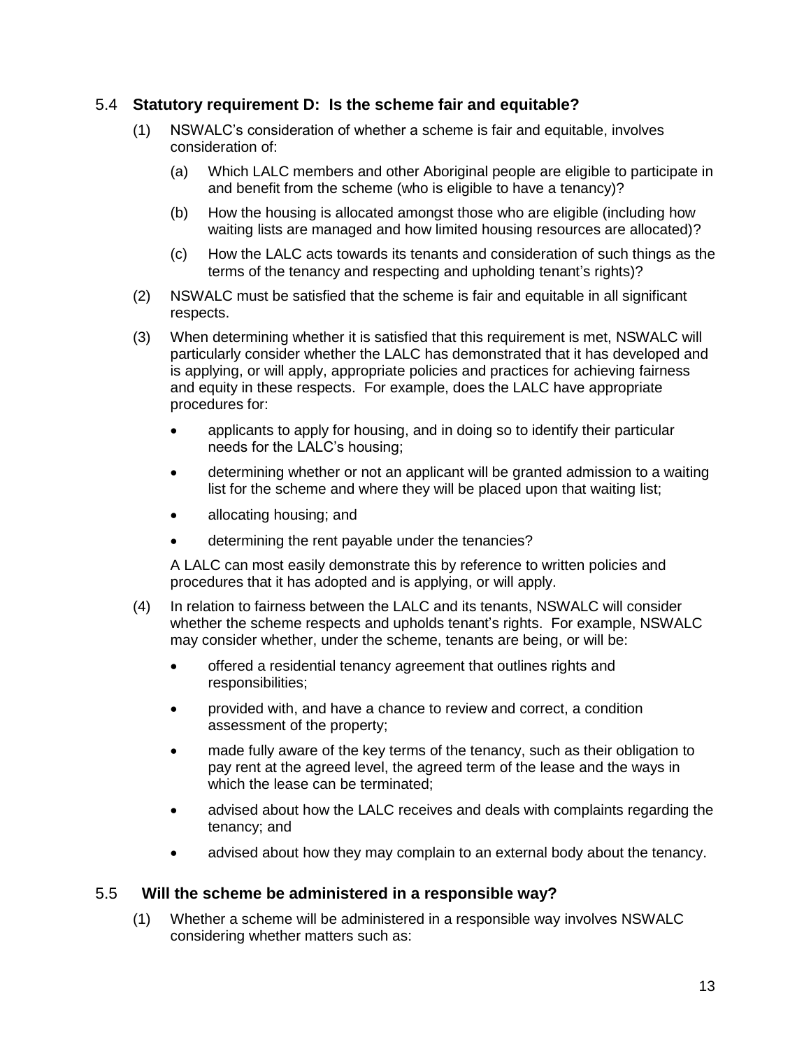## 5.4 **Statutory requirement D: Is the scheme fair and equitable?**

(1) NSWALC's consideration of whether a scheme is fair and equitable, involves consideration of:

   (a) Which LALC members and other Aboriginal people are eligible to participate in and benefit from the scheme (who is eligible to have a tenancy)?

   (b) How the housing is allocated amongst those who are eligible (including how waiting lists are managed and how limited housing resources are allocated)?

   (c) How the LALC acts towards its tenants and consideration of such things as the terms of the tenancy and respecting and upholding tenant's rights)?

(2) NSWALC must be satisfied that the scheme is fair and equitable in all significant respects.

(3) When determining whether it is satisfied that this requirement is met, NSWALC will particularly consider whether the LALC has demonstrated that it has developed and is applying, or will apply, appropriate policies and practices for achieving fairness and equity in these respects. For example, does the LALC have appropriate procedures for:

   - applicants to apply for housing, and in doing so to identify their particular needs for the LALC's housing;
   - determining whether or not an applicant will be granted admission to a waiting list for the scheme and where they will be placed upon that waiting list;
   - allocating housing; and
   - determining the rent payable under the tenancies?

   A LALC can most easily demonstrate this by reference to written policies and procedures that it has adopted and is applying, or will apply.

(4) In relation to fairness between the LALC and its tenants, NSWALC will consider whether the scheme respects and upholds tenant's rights. For example, NSWALC may consider whether, under the scheme, tenants are being, or will be:

   - offered a residential tenancy agreement that outlines rights and responsibilities;
   - provided with, and have a chance to review and correct, a condition assessment of the property;
   - made fully aware of the key terms of the tenancy, such as their obligation to pay rent at the agreed level, the agreed term of the lease and the ways in which the lease can be terminated;
   - advised about how the LALC receives and deals with complaints regarding the tenancy; and
   - advised about how they may complain to an external body about the tenancy.

## 5.5 **Will the scheme be administered in a responsible way?**

(1) Whether a scheme will be administered in a responsible way involves NSWALC considering whether matters such as: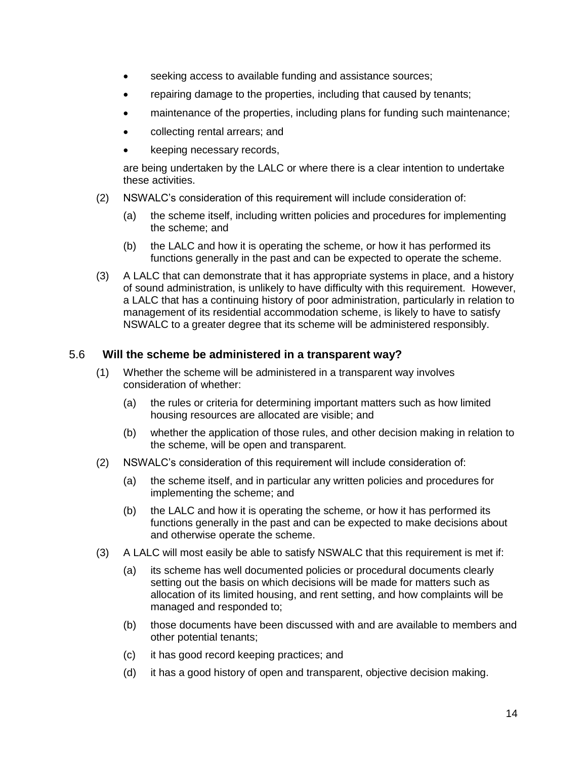- seeking access to available funding and assistance sources;
- repairing damage to the properties, including that caused by tenants;
- maintenance of the properties, including plans for funding such maintenance;
- collecting rental arrears; and
- keeping necessary records,

are being undertaken by the LALC or where there is a clear intention to undertake these activities.

(2) NSWALC's consideration of this requirement will include consideration of:

(a) the scheme itself, including written policies and procedures for implementing the scheme; and

(b) the LALC and how it is operating the scheme, or how it has performed its functions generally in the past and can be expected to operate the scheme.

(3) A LALC that can demonstrate that it has appropriate systems in place, and a history of sound administration, is unlikely to have difficulty with this requirement. However, a LALC that has a continuing history of poor administration, particularly in relation to management of its residential accommodation scheme, is likely to have to satisfy NSWALC to a greater degree that its scheme will be administered responsibly.

## 5.6 Will the scheme be administered in a transparent way?

(1) Whether the scheme will be administered in a transparent way involves consideration of whether:

(a) the rules or criteria for determining important matters such as how limited housing resources are allocated are visible; and

(b) whether the application of those rules, and other decision making in relation to the scheme, will be open and transparent.

(2) NSWALC's consideration of this requirement will include consideration of:

(a) the scheme itself, and in particular any written policies and procedures for implementing the scheme; and

(b) the LALC and how it is operating the scheme, or how it has performed its functions generally in the past and can be expected to make decisions about and otherwise operate the scheme.

(3) A LALC will most easily be able to satisfy NSWALC that this requirement is met if:

(a) its scheme has well documented policies or procedural documents clearly setting out the basis on which decisions will be made for matters such as allocation of its limited housing, and rent setting, and how complaints will be managed and responded to;

(b) those documents have been discussed with and are available to members and other potential tenants;

(c) it has good record keeping practices; and

(d) it has a good history of open and transparent, objective decision making.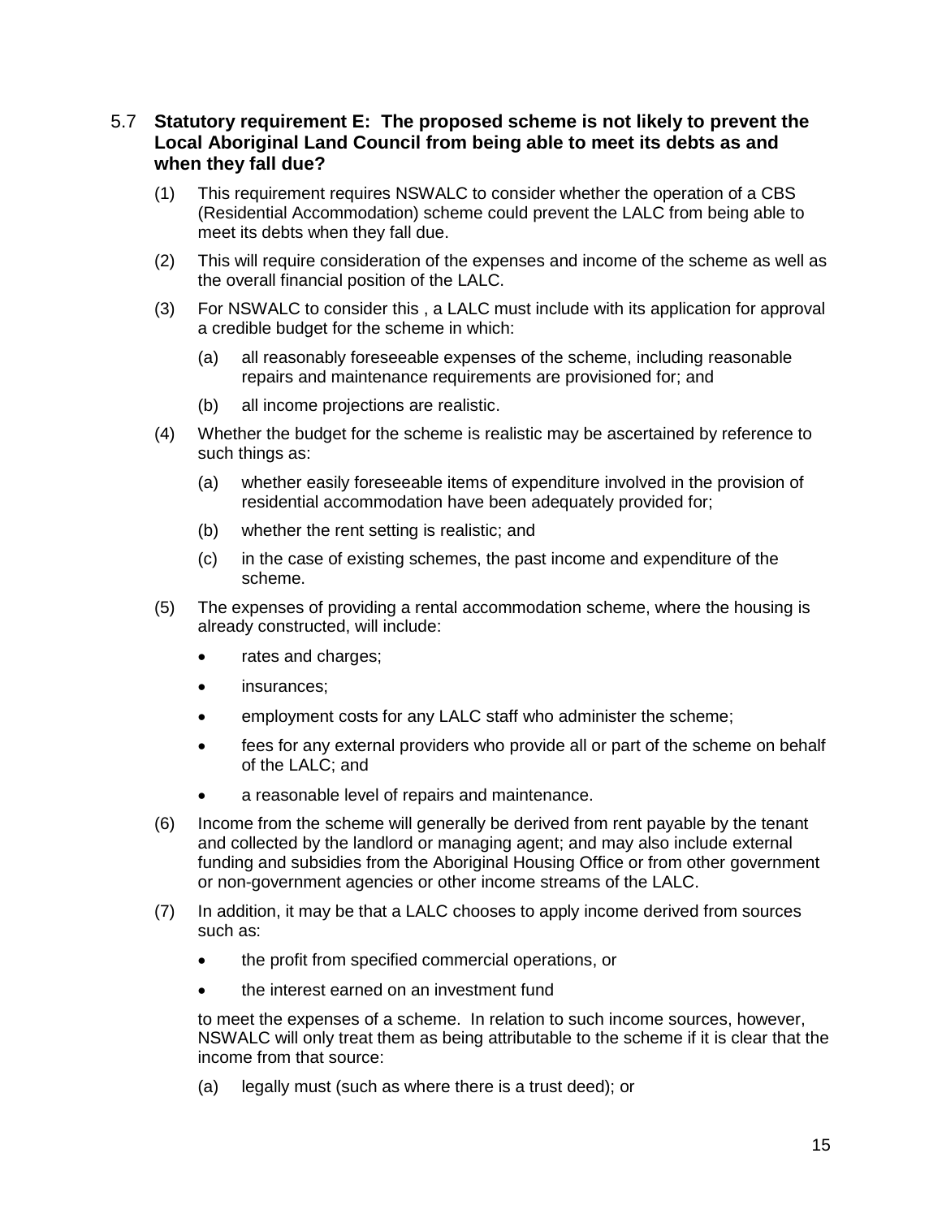### 5.7 Statutory requirement E: The proposed scheme is not likely to prevent the Local Aboriginal Land Council from being able to meet its debts as and when they fall due?

(1) This requirement requires NSWALC to consider whether the operation of a CBS (Residential Accommodation) scheme could prevent the LALC from being able to meet its debts when they fall due.

(2) This will require consideration of the expenses and income of the scheme as well as the overall financial position of the LALC.

(3) For NSWALC to consider this , a LALC must include with its application for approval a credible budget for the scheme in which:

  (a) all reasonably foreseeable expenses of the scheme, including reasonable repairs and maintenance requirements are provisioned for; and

  (b) all income projections are realistic.

(4) Whether the budget for the scheme is realistic may be ascertained by reference to such things as:

  (a) whether easily foreseeable items of expenditure involved in the provision of residential accommodation have been adequately provided for;

  (b) whether the rent setting is realistic; and

  (c) in the case of existing schemes, the past income and expenditure of the scheme.

(5) The expenses of providing a rental accommodation scheme, where the housing is already constructed, will include:

- rates and charges;
- insurances;
- employment costs for any LALC staff who administer the scheme;
- fees for any external providers who provide all or part of the scheme on behalf of the LALC; and
- a reasonable level of repairs and maintenance.

(6) Income from the scheme will generally be derived from rent payable by the tenant and collected by the landlord or managing agent; and may also include external funding and subsidies from the Aboriginal Housing Office or from other government or non-government agencies or other income streams of the LALC.

(7) In addition, it may be that a LALC chooses to apply income derived from sources such as:

- the profit from specified commercial operations, or
- the interest earned on an investment fund

to meet the expenses of a scheme. In relation to such income sources, however, NSWALC will only treat them as being attributable to the scheme if it is clear that the income from that source:

  (a) legally must (such as where there is a trust deed); or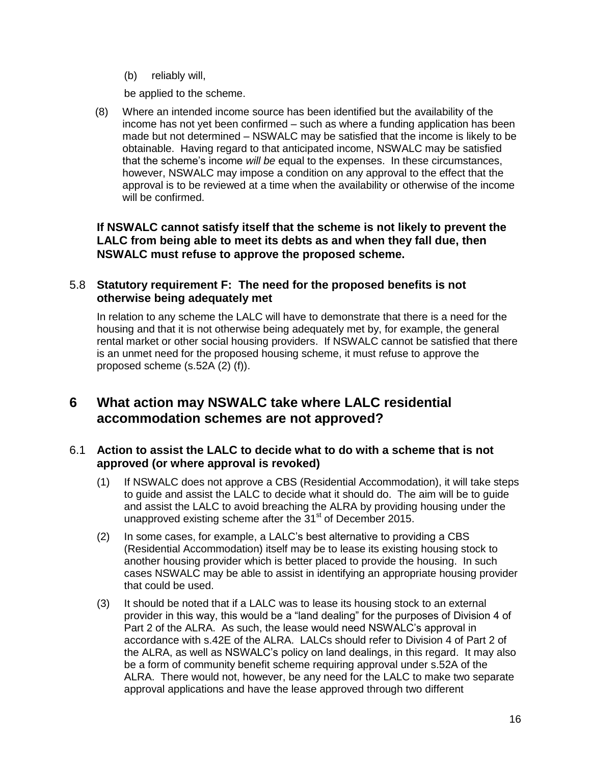(b) reliably will,

be applied to the scheme.

(8) Where an intended income source has been identified but the availability of the income has not yet been confirmed – such as where a funding application has been made but not determined – NSWALC may be satisfied that the income is likely to be obtainable. Having regard to that anticipated income, NSWALC may be satisfied that the scheme's income *will be* equal to the expenses. In these circumstances, however, NSWALC may impose a condition on any approval to the effect that the approval is to be reviewed at a time when the availability or otherwise of the income will be confirmed.

**If NSWALC cannot satisfy itself that the scheme is not likely to prevent the LALC from being able to meet its debts as and when they fall due, then NSWALC must refuse to approve the proposed scheme.**

### 5.8 Statutory requirement F: The need for the proposed benefits is not otherwise being adequately met

In relation to any scheme the LALC will have to demonstrate that there is a need for the housing and that it is not otherwise being adequately met by, for example, the general rental market or other social housing providers. If NSWALC cannot be satisfied that there is an unmet need for the proposed housing scheme, it must refuse to approve the proposed scheme (s.52A (2) (f)).

## 6 What action may NSWALC take where LALC residential accommodation schemes are not approved?

### 6.1 Action to assist the LALC to decide what to do with a scheme that is not approved (or where approval is revoked)

(1) If NSWALC does not approve a CBS (Residential Accommodation), it will take steps to guide and assist the LALC to decide what it should do. The aim will be to guide and assist the LALC to avoid breaching the ALRA by providing housing under the unapproved existing scheme after the 31st of December 2015.

(2) In some cases, for example, a LALC's best alternative to providing a CBS (Residential Accommodation) itself may be to lease its existing housing stock to another housing provider which is better placed to provide the housing. In such cases NSWALC may be able to assist in identifying an appropriate housing provider that could be used.

(3) It should be noted that if a LALC was to lease its housing stock to an external provider in this way, this would be a "land dealing" for the purposes of Division 4 of Part 2 of the ALRA. As such, the lease would need NSWALC's approval in accordance with s.42E of the ALRA. LALCs should refer to Division 4 of Part 2 of the ALRA, as well as NSWALC's policy on land dealings, in this regard. It may also be a form of community benefit scheme requiring approval under s.52A of the ALRA. There would not, however, be any need for the LALC to make two separate approval applications and have the lease approved through two different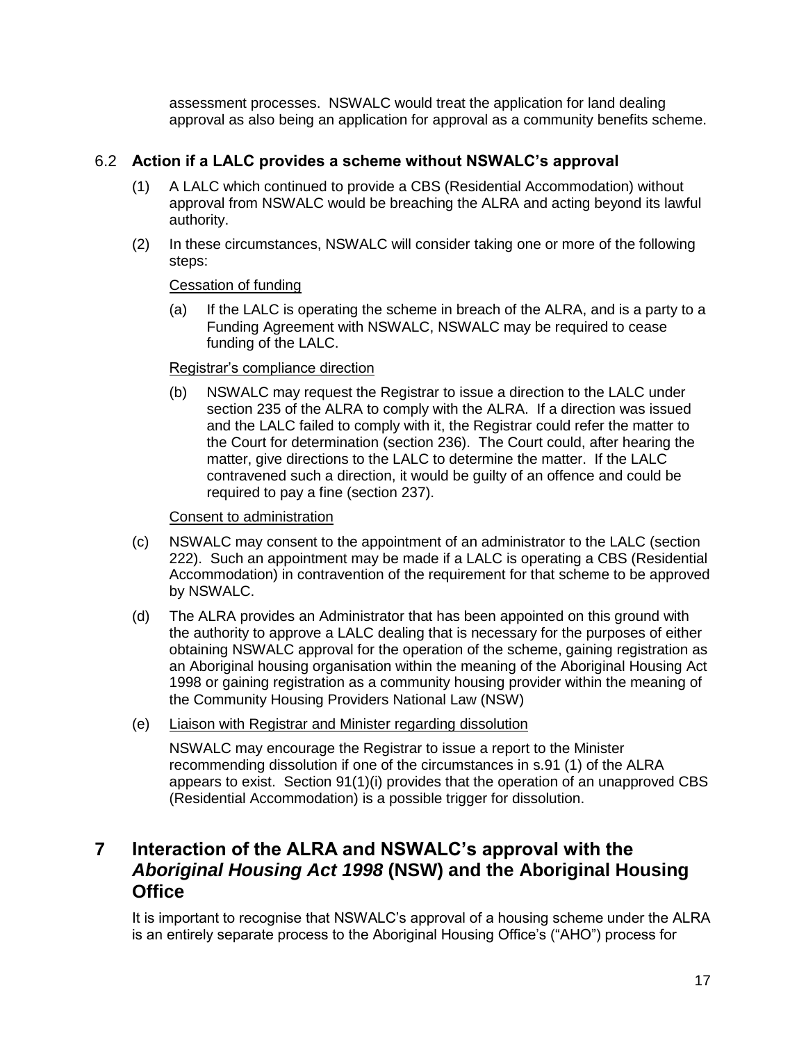assessment processes. NSWALC would treat the application for land dealing approval as also being an application for approval as a community benefits scheme.

## 6.2 Action if a LALC provides a scheme without NSWALC's approval

(1) A LALC which continued to provide a CBS (Residential Accommodation) without approval from NSWALC would be breaching the ALRA and acting beyond its lawful authority.

(2) In these circumstances, NSWALC will consider taking one or more of the following steps:

Cessation of funding

(a) If the LALC is operating the scheme in breach of the ALRA, and is a party to a Funding Agreement with NSWALC, NSWALC may be required to cease funding of the LALC.

Registrar's compliance direction

(b) NSWALC may request the Registrar to issue a direction to the LALC under section 235 of the ALRA to comply with the ALRA. If a direction was issued and the LALC failed to comply with it, the Registrar could refer the matter to the Court for determination (section 236). The Court could, after hearing the matter, give directions to the LALC to determine the matter. If the LALC contravened such a direction, it would be guilty of an offence and could be required to pay a fine (section 237).

Consent to administration

(c) NSWALC may consent to the appointment of an administrator to the LALC (section 222). Such an appointment may be made if a LALC is operating a CBS (Residential Accommodation) in contravention of the requirement for that scheme to be approved by NSWALC.

(d) The ALRA provides an Administrator that has been appointed on this ground with the authority to approve a LALC dealing that is necessary for the purposes of either obtaining NSWALC approval for the operation of the scheme, gaining registration as an Aboriginal housing organisation within the meaning of the Aboriginal Housing Act 1998 or gaining registration as a community housing provider within the meaning of the Community Housing Providers National Law (NSW)

(e) Liaison with Registrar and Minister regarding dissolution

NSWALC may encourage the Registrar to issue a report to the Minister recommending dissolution if one of the circumstances in s.91 (1) of the ALRA appears to exist. Section 91(1)(i) provides that the operation of an unapproved CBS (Residential Accommodation) is a possible trigger for dissolution.

# 7 Interaction of the ALRA and NSWALC's approval with the *Aboriginal Housing Act 1998* (NSW) and the Aboriginal Housing Office

It is important to recognise that NSWALC's approval of a housing scheme under the ALRA is an entirely separate process to the Aboriginal Housing Office's ("AHO") process for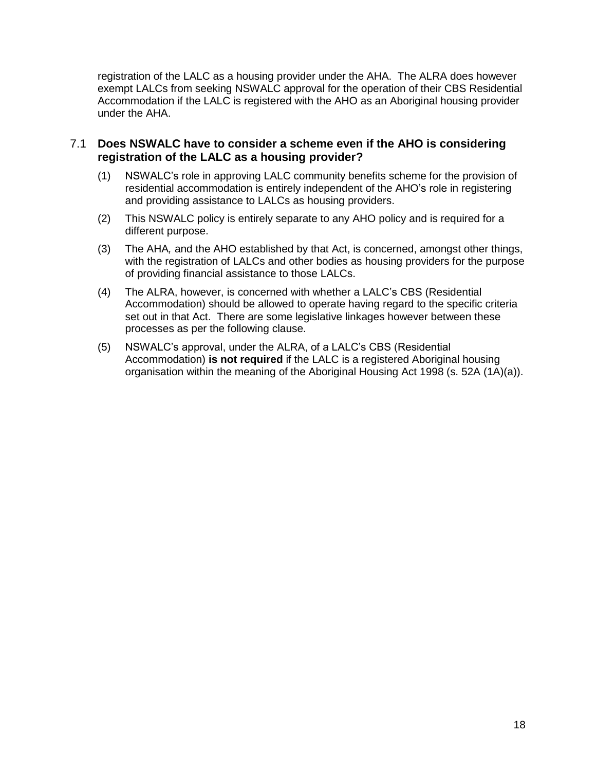registration of the LALC as a housing provider under the AHA. The ALRA does however exempt LALCs from seeking NSWALC approval for the operation of their CBS Residential Accommodation if the LALC is registered with the AHO as an Aboriginal housing provider under the AHA.

### 7.1 Does NSWALC have to consider a scheme even if the AHO is considering registration of the LALC as a housing provider?

(1) NSWALC's role in approving LALC community benefits scheme for the provision of residential accommodation is entirely independent of the AHO's role in registering and providing assistance to LALCs as housing providers.

(2) This NSWALC policy is entirely separate to any AHO policy and is required for a different purpose.

(3) The AHA*,* and the AHO established by that Act, is concerned, amongst other things, with the registration of LALCs and other bodies as housing providers for the purpose of providing financial assistance to those LALCs.

(4) The ALRA, however, is concerned with whether a LALC's CBS (Residential Accommodation) should be allowed to operate having regard to the specific criteria set out in that Act. There are some legislative linkages however between these processes as per the following clause.

(5) NSWALC's approval, under the ALRA, of a LALC's CBS (Residential Accommodation) **is not required** if the LALC is a registered Aboriginal housing organisation within the meaning of the Aboriginal Housing Act 1998 (s. 52A (1A)(a)).